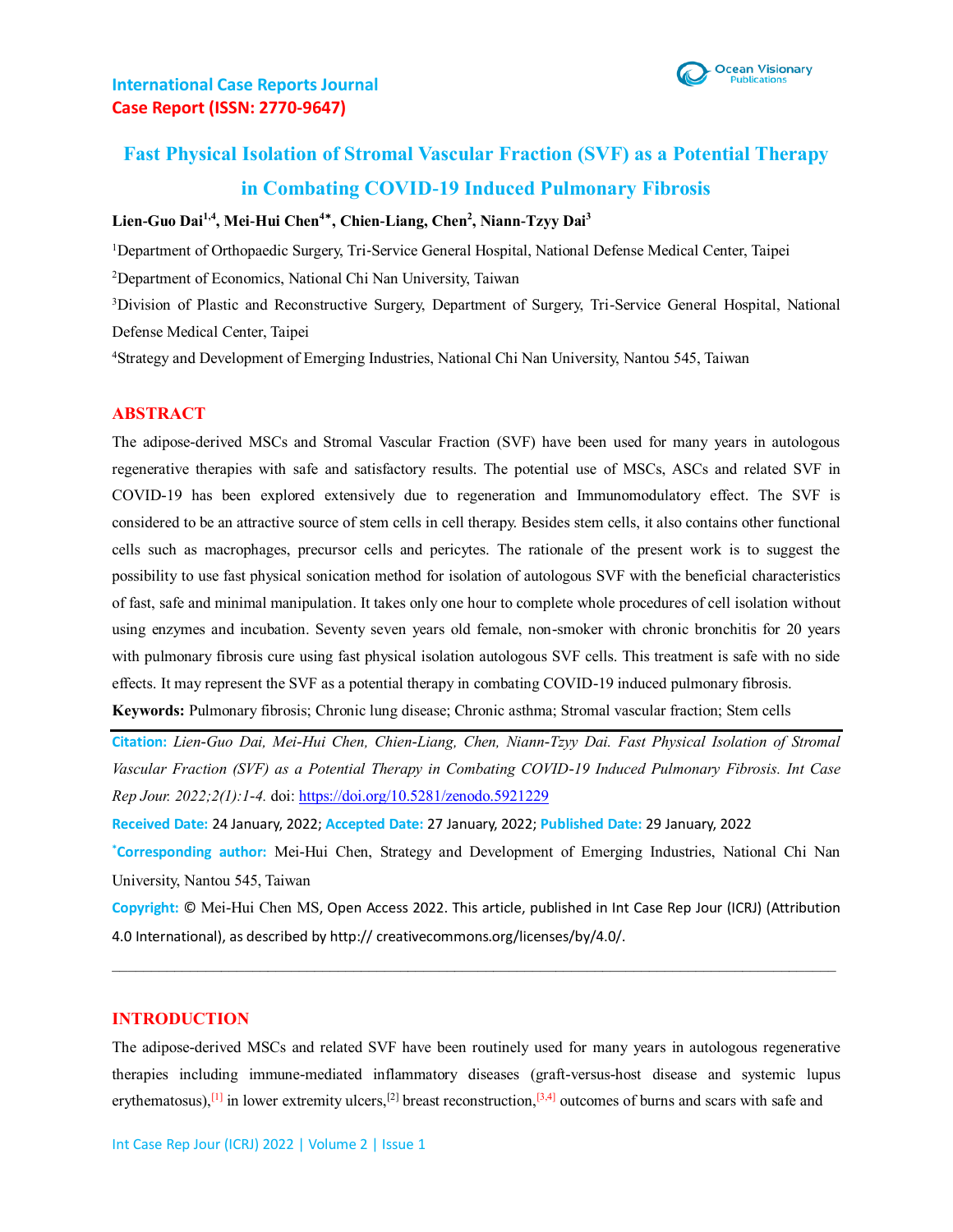International Case Reports Journal
Case Report (ISSN: 2770-9647)

# Fast Physical Isolation of Stromal Vascular Fraction (SVF) as a Potential Therapy in Combating COVID-19 Induced Pulmonary Fibrosis

**Lien-Guo Dai[1,4], Mei-Hui Chen[4*], Chien-Liang, Chen[2], Niann-Tzyy Dai[3]**

[1]Department of Orthopaedic Surgery, Tri-Service General Hospital, National Defense Medical Center, Taipei

[2]Department of Economics, National Chi Nan University, Taiwan

[3]Division of Plastic and Reconstructive Surgery, Department of Surgery, Tri-Service General Hospital, National Defense Medical Center, Taipei

[4]Strategy and Development of Emerging Industries, National Chi Nan University, Nantou 545, Taiwan

## ABSTRACT

The adipose-derived MSCs and Stromal Vascular Fraction (SVF) have been used for many years in autologous regenerative therapies with safe and satisfactory results. The potential use of MSCs, ASCs and related SVF in COVID-19 has been explored extensively due to regeneration and Immunomodulatory effect. The SVF is considered to be an attractive source of stem cells in cell therapy. Besides stem cells, it also contains other functional cells such as macrophages, precursor cells and pericytes. The rationale of the present work is to suggest the possibility to use fast physical sonication method for isolation of autologous SVF with the beneficial characteristics of fast, safe and minimal manipulation. It takes only one hour to complete whole procedures of cell isolation without using enzymes and incubation. Seventy seven years old female, non-smoker with chronic bronchitis for 20 years with pulmonary fibrosis cure using fast physical isolation autologous SVF cells. This treatment is safe with no side effects. It may represent the SVF as a potential therapy in combating COVID-19 induced pulmonary fibrosis.

**Keywords:** Pulmonary fibrosis; Chronic lung disease; Chronic asthma; Stromal vascular fraction; Stem cells

**Citation:** *Lien-Guo Dai, Mei-Hui Chen, Chien-Liang, Chen, Niann-Tzyy Dai. Fast Physical Isolation of Stromal Vascular Fraction (SVF) as a Potential Therapy in Combating COVID-19 Induced Pulmonary Fibrosis. Int Case Rep Jour. 2022;2(1):1-4.* doi: https://doi.org/10.5281/zenodo.5921229

**Received Date:** 24 January, 2022; **Accepted Date:** 27 January, 2022; **Published Date:** 29 January, 2022

**\*Corresponding author:** Mei-Hui Chen, Strategy and Development of Emerging Industries, National Chi Nan University, Nantou 545, Taiwan

**Copyright:** © Mei-Hui Chen MS, Open Access 2022. This article, published in Int Case Rep Jour (ICRJ) (Attribution 4.0 International), as described by http:// creativecommons.org/licenses/by/4.0/.

## INTRODUCTION

The adipose-derived MSCs and related SVF have been routinely used for many years in autologous regenerative therapies including immune-mediated inflammatory diseases (graft-versus-host disease and systemic lupus erythematosus),[1] in lower extremity ulcers,[2] breast reconstruction,[3,4] outcomes of burns and scars with safe and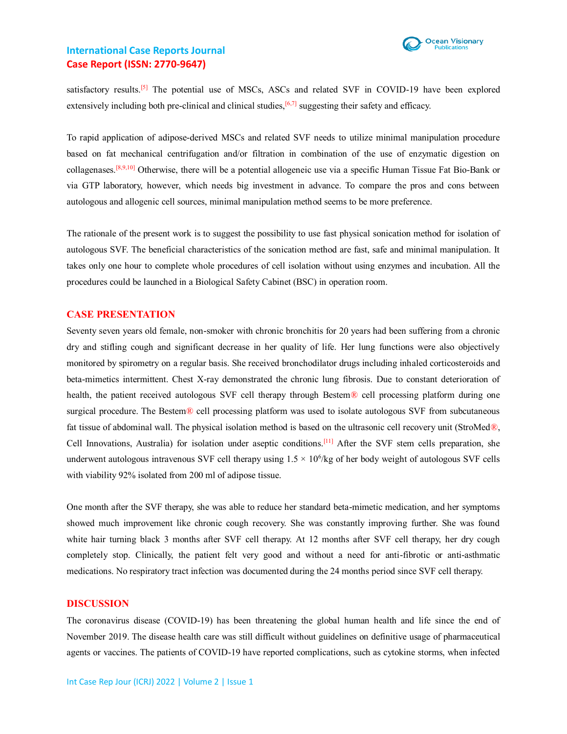satisfactory results.[5] The potential use of MSCs, ASCs and related SVF in COVID-19 have been explored extensively including both pre-clinical and clinical studies,[6,7] suggesting their safety and efficacy.

To rapid application of adipose-derived MSCs and related SVF needs to utilize minimal manipulation procedure based on fat mechanical centrifugation and/or filtration in combination of the use of enzymatic digestion on collagenases.[8,9,10] Otherwise, there will be a potential allogeneic use via a specific Human Tissue Fat Bio-Bank or via GTP laboratory, however, which needs big investment in advance. To compare the pros and cons between autologous and allogenic cell sources, minimal manipulation method seems to be more preference.

The rationale of the present work is to suggest the possibility to use fast physical sonication method for isolation of autologous SVF. The beneficial characteristics of the sonication method are fast, safe and minimal manipulation. It takes only one hour to complete whole procedures of cell isolation without using enzymes and incubation. All the procedures could be launched in a Biological Safety Cabinet (BSC) in operation room.

## CASE PRESENTATION

Seventy seven years old female, non-smoker with chronic bronchitis for 20 years had been suffering from a chronic dry and stifling cough and significant decrease in her quality of life. Her lung functions were also objectively monitored by spirometry on a regular basis. She received bronchodilator drugs including inhaled corticosteroids and beta-mimetics intermittent. Chest X-ray demonstrated the chronic lung fibrosis. Due to constant deterioration of health, the patient received autologous SVF cell therapy through Bestem® cell processing platform during one surgical procedure. The Bestem® cell processing platform was used to isolate autologous SVF from subcutaneous fat tissue of abdominal wall. The physical isolation method is based on the ultrasonic cell recovery unit (StroMed®, Cell Innovations, Australia) for isolation under aseptic conditions.[11] After the SVF stem cells preparation, she underwent autologous intravenous SVF cell therapy using $1.5 \times 10^6$/kg of her body weight of autologous SVF cells with viability 92% isolated from 200 ml of adipose tissue.

One month after the SVF therapy, she was able to reduce her standard beta-mimetic medication, and her symptoms showed much improvement like chronic cough recovery. She was constantly improving further. She was found white hair turning black 3 months after SVF cell therapy. At 12 months after SVF cell therapy, her dry cough completely stop. Clinically, the patient felt very good and without a need for anti-fibrotic or anti-asthmatic medications. No respiratory tract infection was documented during the 24 months period since SVF cell therapy.

## DISCUSSION

The coronavirus disease (COVID-19) has been threatening the global human health and life since the end of November 2019. The disease health care was still difficult without guidelines on definitive usage of pharmaceutical agents or vaccines. The patients of COVID-19 have reported complications, such as cytokine storms, when infected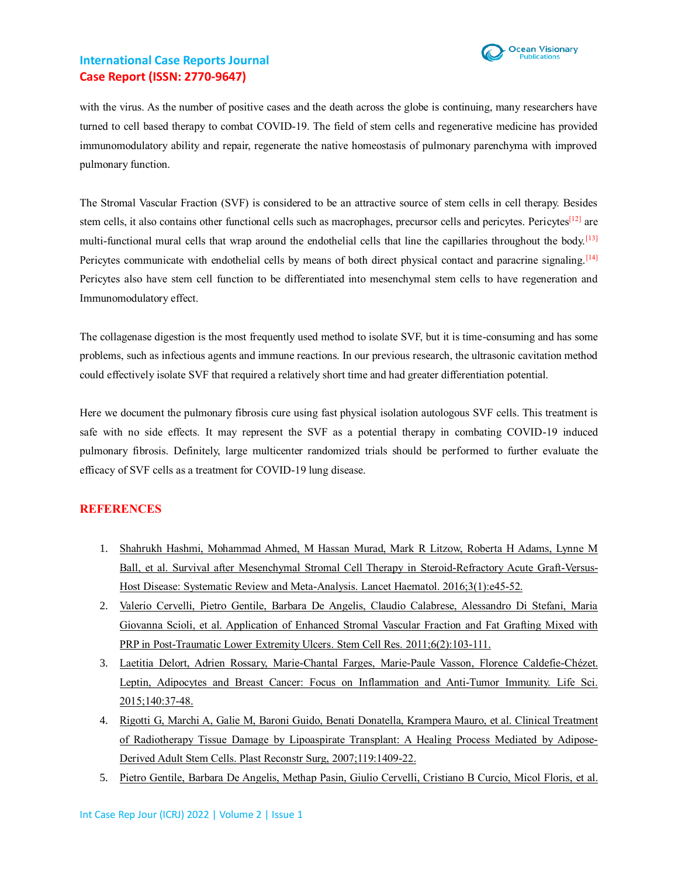with the virus. As the number of positive cases and the death across the globe is continuing, many researchers have turned to cell based therapy to combat COVID-19. The field of stem cells and regenerative medicine has provided immunomodulatory ability and repair, regenerate the native homeostasis of pulmonary parenchyma with improved pulmonary function.

The Stromal Vascular Fraction (SVF) is considered to be an attractive source of stem cells in cell therapy. Besides stem cells, it also contains other functional cells such as macrophages, precursor cells and pericytes. Pericytes[12] are multi-functional mural cells that wrap around the endothelial cells that line the capillaries throughout the body.[13] Pericytes communicate with endothelial cells by means of both direct physical contact and paracrine signaling.[14] Pericytes also have stem cell function to be differentiated into mesenchymal stem cells to have regeneration and Immunomodulatory effect.

The collagenase digestion is the most frequently used method to isolate SVF, but it is time-consuming and has some problems, such as infectious agents and immune reactions. In our previous research, the ultrasonic cavitation method could effectively isolate SVF that required a relatively short time and had greater differentiation potential.

Here we document the pulmonary fibrosis cure using fast physical isolation autologous SVF cells. This treatment is safe with no side effects. It may represent the SVF as a potential therapy in combating COVID-19 induced pulmonary fibrosis. Definitely, large multicenter randomized trials should be performed to further evaluate the efficacy of SVF cells as a treatment for COVID-19 lung disease.

## REFERENCES

1. Shahrukh Hashmi, Mohammad Ahmed, M Hassan Murad, Mark R Litzow, Roberta H Adams, Lynne M Ball, et al. Survival after Mesenchymal Stromal Cell Therapy in Steroid-Refractory Acute Graft-Versus-Host Disease: Systematic Review and Meta-Analysis. Lancet Haematol. 2016;3(1):e45-52.
2. Valerio Cervelli, Pietro Gentile, Barbara De Angelis, Claudio Calabrese, Alessandro Di Stefani, Maria Giovanna Scioli, et al. Application of Enhanced Stromal Vascular Fraction and Fat Grafting Mixed with PRP in Post-Traumatic Lower Extremity Ulcers. Stem Cell Res. 2011;6(2):103-111.
3. Laetitia Delort, Adrien Rossary, Marie-Chantal Farges, Marie-Paule Vasson, Florence Caldefie-Chézet. Leptin, Adipocytes and Breast Cancer: Focus on Inflammation and Anti-Tumor Immunity. Life Sci. 2015;140:37-48.
4. Rigotti G, Marchi A, Galie M, Baroni Guido, Benati Donatella, Krampera Mauro, et al. Clinical Treatment of Radiotherapy Tissue Damage by Lipoaspirate Transplant: A Healing Process Mediated by Adipose-Derived Adult Stem Cells. Plast Reconstr Surg, 2007;119:1409-22.
5. Pietro Gentile, Barbara De Angelis, Methap Pasin, Giulio Cervelli, Cristiano B Curcio, Micol Floris, et al.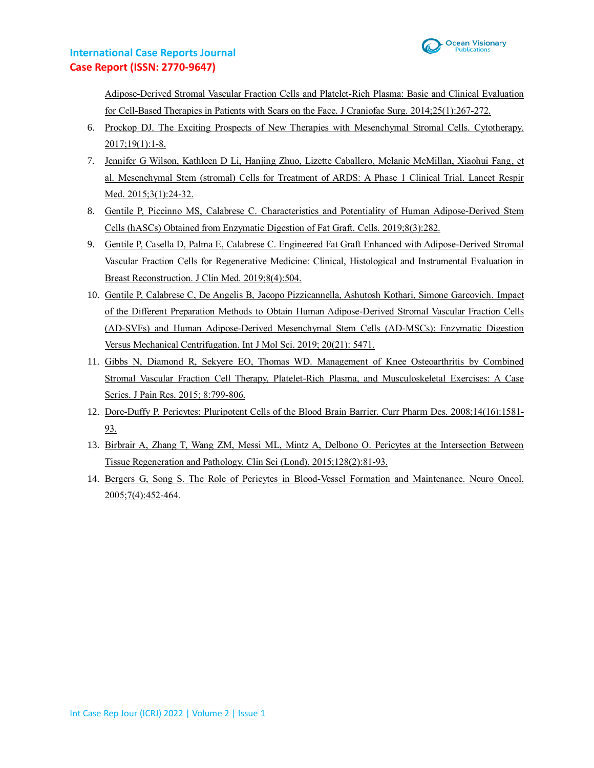Adipose-Derived Stromal Vascular Fraction Cells and Platelet-Rich Plasma: Basic and Clinical Evaluation for Cell-Based Therapies in Patients with Scars on the Face. J Craniofac Surg. 2014;25(1):267-272.

6. Prockop DJ. The Exciting Prospects of New Therapies with Mesenchymal Stromal Cells. Cytotherapy. 2017;19(1):1-8.
7. Jennifer G Wilson, Kathleen D Li, Hanjing Zhuo, Lizette Caballero, Melanie McMillan, Xiaohui Fang, et al. Mesenchymal Stem (stromal) Cells for Treatment of ARDS: A Phase 1 Clinical Trial. Lancet Respir Med. 2015;3(1):24-32.
8. Gentile P, Piccinno MS, Calabrese C. Characteristics and Potentiality of Human Adipose-Derived Stem Cells (hASCs) Obtained from Enzymatic Digestion of Fat Graft. Cells. 2019;8(3):282.
9. Gentile P, Casella D, Palma E, Calabrese C. Engineered Fat Graft Enhanced with Adipose-Derived Stromal Vascular Fraction Cells for Regenerative Medicine: Clinical, Histological and Instrumental Evaluation in Breast Reconstruction. J Clin Med. 2019;8(4):504.
10. Gentile P, Calabrese C, De Angelis B, Jacopo Pizzicannella, Ashutosh Kothari, Simone Garcovich. Impact of the Different Preparation Methods to Obtain Human Adipose-Derived Stromal Vascular Fraction Cells (AD-SVFs) and Human Adipose-Derived Mesenchymal Stem Cells (AD-MSCs): Enzymatic Digestion Versus Mechanical Centrifugation. Int J Mol Sci. 2019; 20(21): 5471.
11. Gibbs N, Diamond R, Sekyere EO, Thomas WD. Management of Knee Osteoarthritis by Combined Stromal Vascular Fraction Cell Therapy, Platelet-Rich Plasma, and Musculoskeletal Exercises: A Case Series. J Pain Res. 2015; 8:799-806.
12. Dore-Duffy P. Pericytes: Pluripotent Cells of the Blood Brain Barrier. Curr Pharm Des. 2008;14(16):1581-93.
13. Birbrair A, Zhang T, Wang ZM, Messi ML, Mintz A, Delbono O. Pericytes at the Intersection Between Tissue Regeneration and Pathology. Clin Sci (Lond). 2015;128(2):81-93.
14. Bergers G, Song S. The Role of Pericytes in Blood-Vessel Formation and Maintenance. Neuro Oncol. 2005;7(4):452-464.